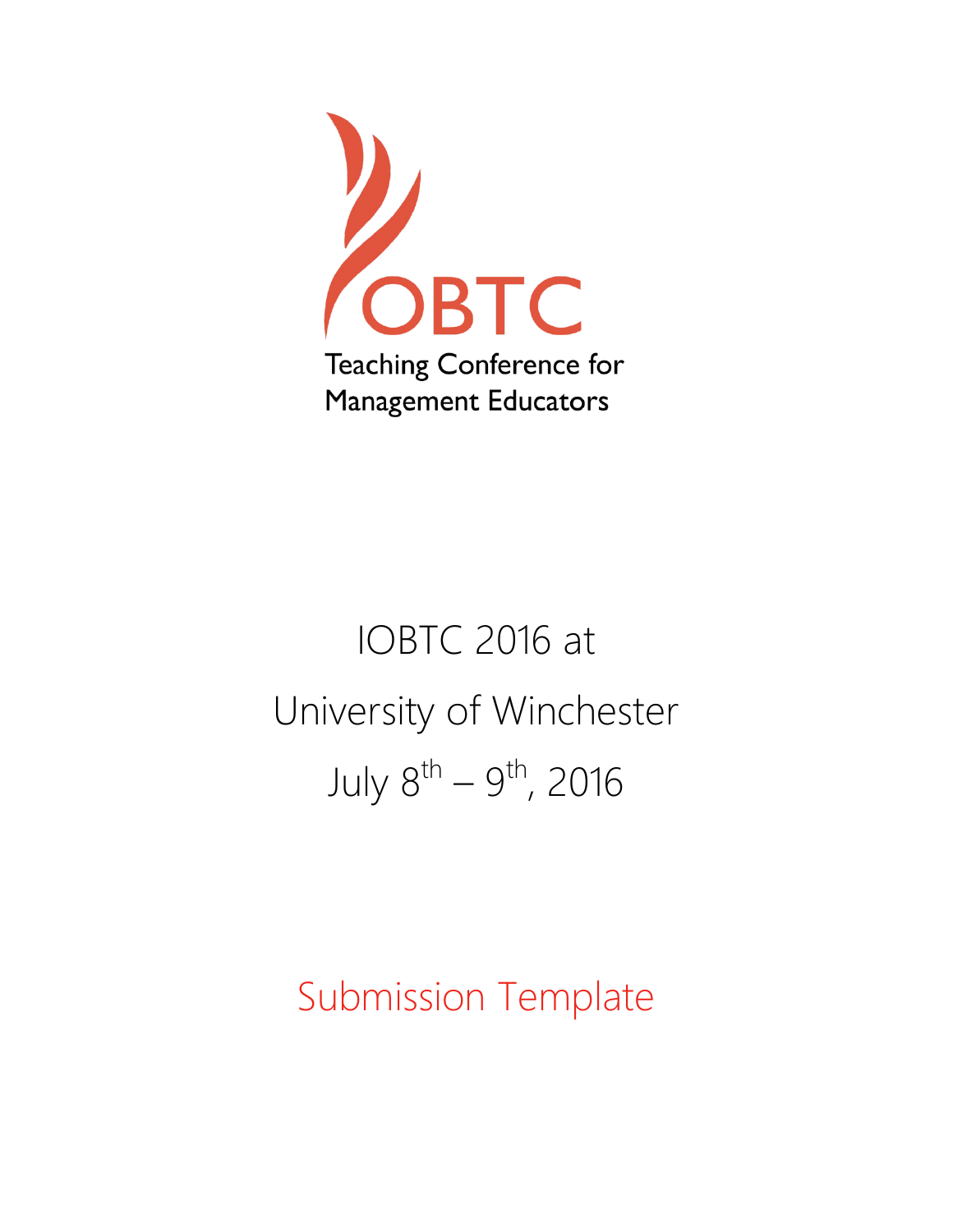IOBTC

Teaching Conference for Management Educators

# IOBTC 2016 at University of Winchester July 8th – 9th, 2016

## Submission Template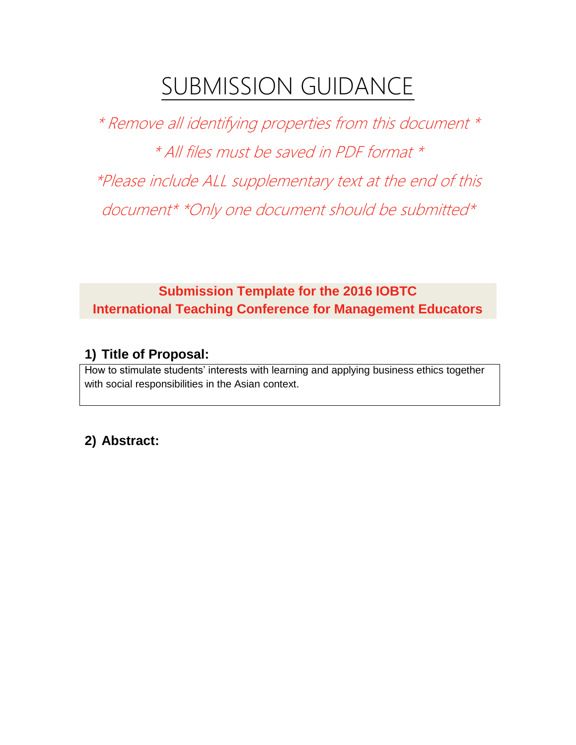# SUBMISSION GUIDANCE

*\* Remove all identifying properties from this document \**

*\* All files must be saved in PDF format \**

*\*Please include ALL supplementary text at the end of this document\* \*Only one document should be submitted\**

**Submission Template for the 2016 IOBTC**
**International Teaching Conference for Management Educators**

### 1) Title of Proposal:

How to stimulate students' interests with learning and applying business ethics together with social responsibilities in the Asian context.

### 2) Abstract: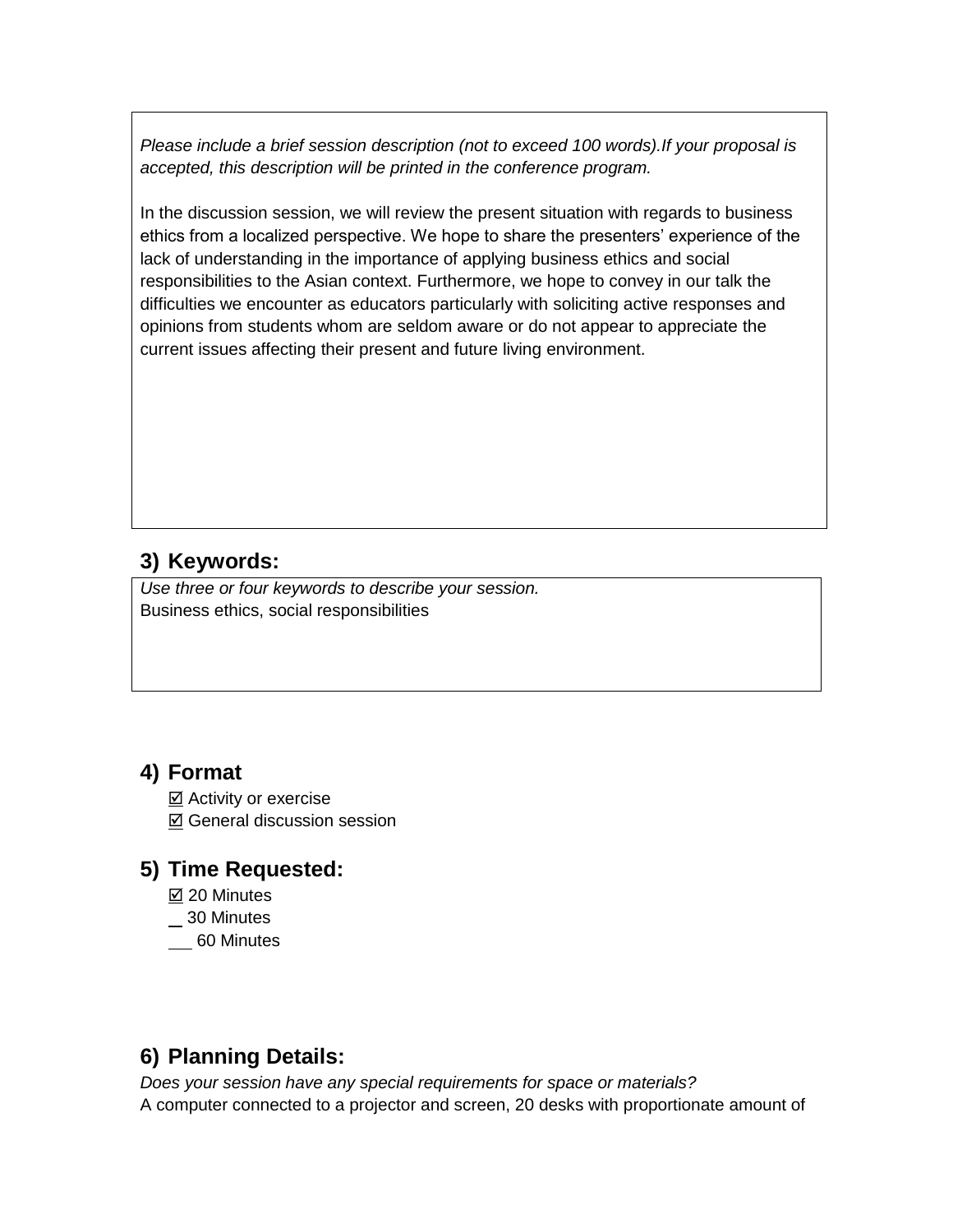*Please include a brief session description (not to exceed 100 words).If your proposal is accepted, this description will be printed in the conference program.*

In the discussion session, we will review the present situation with regards to business ethics from a localized perspective. We hope to share the presenters' experience of the lack of understanding in the importance of applying business ethics and social responsibilities to the Asian context. Furthermore, we hope to convey in our talk the difficulties we encounter as educators particularly with soliciting active responses and opinions from students whom are seldom aware or do not appear to appreciate the current issues affecting their present and future living environment.

## 3) Keywords:

*Use three or four keywords to describe your session.*

Business ethics, social responsibilities

## 4) Format

☑ Activity or exercise

☑ General discussion session

## 5) Time Requested:

☑ 20 Minutes

_ 30 Minutes

__ 60 Minutes

## 6) Planning Details:

*Does your session have any special requirements for space or materials?*

A computer connected to a projector and screen, 20 desks with proportionate amount of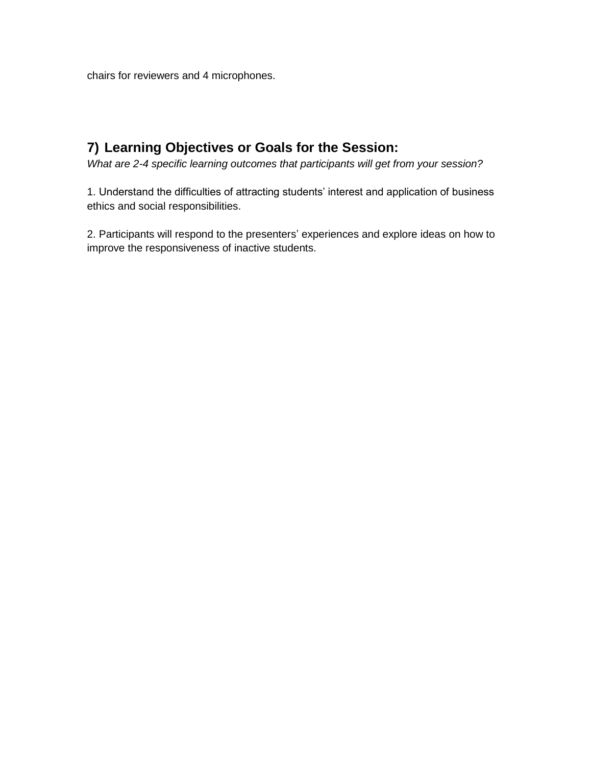chairs for reviewers and 4 microphones.

## 7) Learning Objectives or Goals for the Session:

*What are 2-4 specific learning outcomes that participants will get from your session?*

1. Understand the difficulties of attracting students' interest and application of business ethics and social responsibilities.

2. Participants will respond to the presenters' experiences and explore ideas on how to improve the responsiveness of inactive students.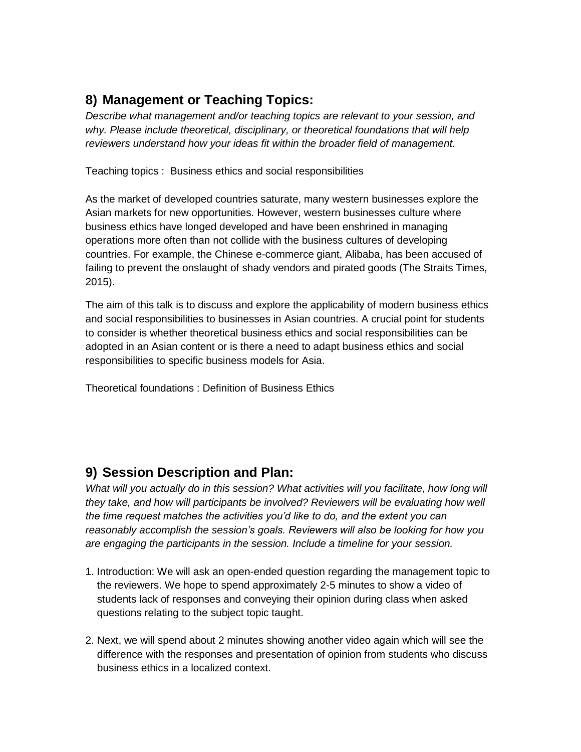## 8) Management or Teaching Topics:

*Describe what management and/or teaching topics are relevant to your session, and why. Please include theoretical, disciplinary, or theoretical foundations that will help reviewers understand how your ideas fit within the broader field of management.*

Teaching topics : Business ethics and social responsibilities

As the market of developed countries saturate, many western businesses explore the Asian markets for new opportunities. However, western businesses culture where business ethics have longed developed and have been enshrined in managing operations more often than not collide with the business cultures of developing countries. For example, the Chinese e-commerce giant, Alibaba, has been accused of failing to prevent the onslaught of shady vendors and pirated goods (The Straits Times, 2015).

The aim of this talk is to discuss and explore the applicability of modern business ethics and social responsibilities to businesses in Asian countries. A crucial point for students to consider is whether theoretical business ethics and social responsibilities can be adopted in an Asian content or is there a need to adapt business ethics and social responsibilities to specific business models for Asia.

Theoretical foundations : Definition of Business Ethics

## 9) Session Description and Plan:

*What will you actually do in this session? What activities will you facilitate, how long will they take, and how will participants be involved? Reviewers will be evaluating how well the time request matches the activities you'd like to do, and the extent you can reasonably accomplish the session's goals. Reviewers will also be looking for how you are engaging the participants in the session. Include a timeline for your session.*

1. Introduction: We will ask an open-ended question regarding the management topic to the reviewers. We hope to spend approximately 2-5 minutes to show a video of students lack of responses and conveying their opinion during class when asked questions relating to the subject topic taught.

2. Next, we will spend about 2 minutes showing another video again which will see the difference with the responses and presentation of opinion from students who discuss business ethics in a localized context.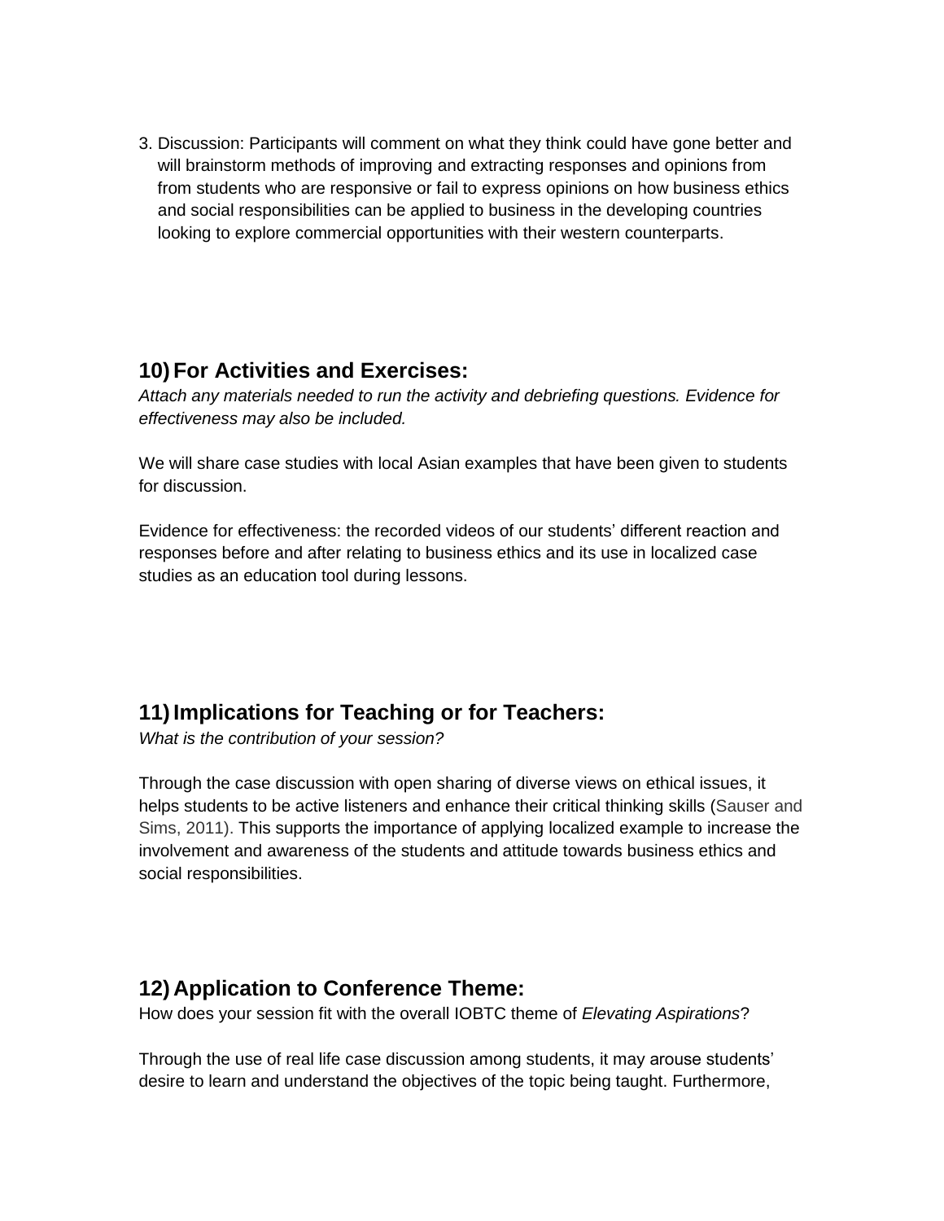3. Discussion: Participants will comment on what they think could have gone better and will brainstorm methods of improving and extracting responses and opinions from from students who are responsive or fail to express opinions on how business ethics and social responsibilities can be applied to business in the developing countries looking to explore commercial opportunities with their western counterparts.

## 10) For Activities and Exercises:

*Attach any materials needed to run the activity and debriefing questions. Evidence for effectiveness may also be included.*

We will share case studies with local Asian examples that have been given to students for discussion.

Evidence for effectiveness: the recorded videos of our students' different reaction and responses before and after relating to business ethics and its use in localized case studies as an education tool during lessons.

## 11) Implications for Teaching or for Teachers:

*What is the contribution of your session?*

Through the case discussion with open sharing of diverse views on ethical issues, it helps students to be active listeners and enhance their critical thinking skills (Sauser and Sims, 2011). This supports the importance of applying localized example to increase the involvement and awareness of the students and attitude towards business ethics and social responsibilities.

## 12) Application to Conference Theme:

How does your session fit with the overall IOBTC theme of *Elevating Aspirations*?

Through the use of real life case discussion among students, it may arouse students' desire to learn and understand the objectives of the topic being taught. Furthermore,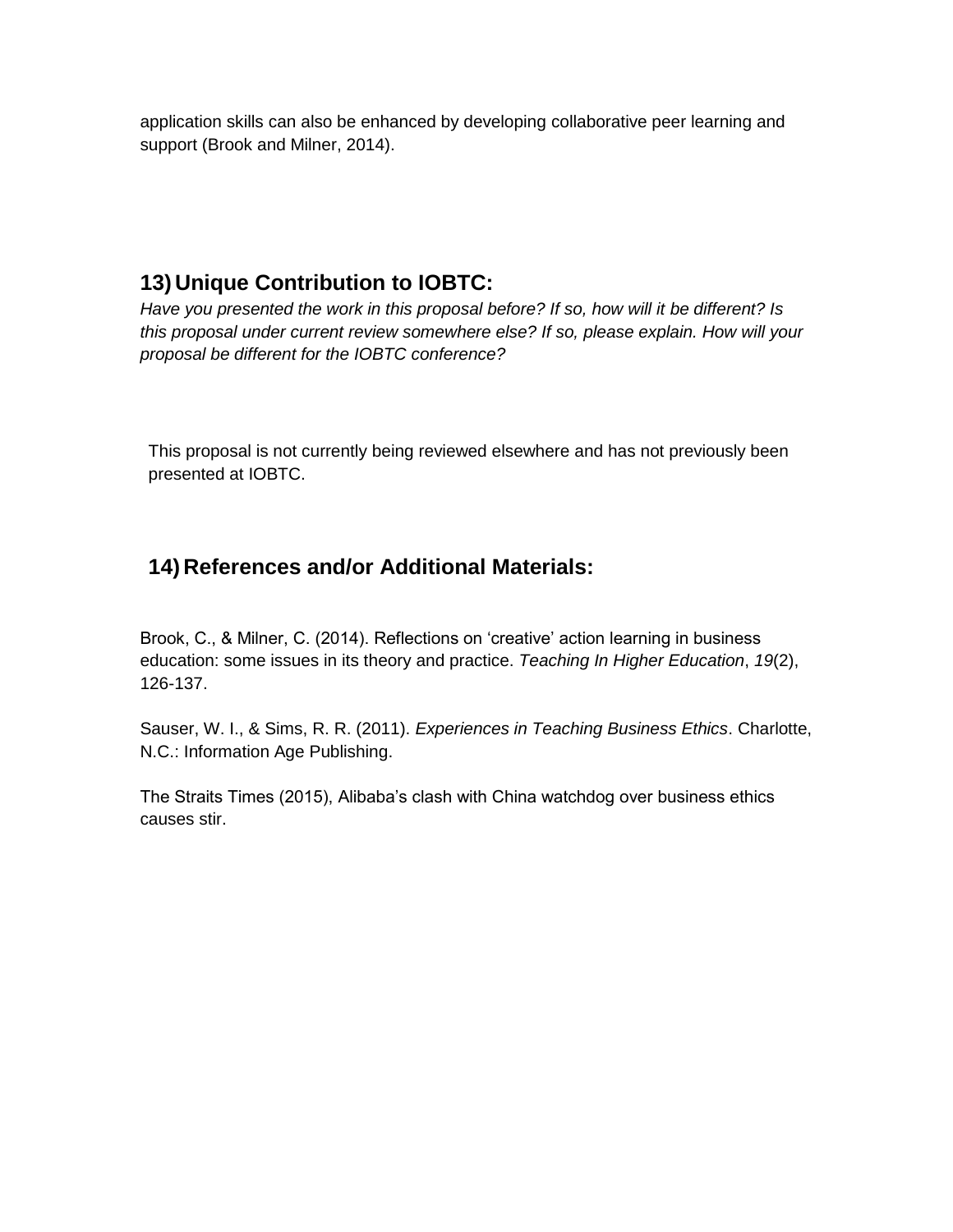application skills can also be enhanced by developing collaborative peer learning and support (Brook and Milner, 2014).

## 13) Unique Contribution to IOBTC:

*Have you presented the work in this proposal before? If so, how will it be different? Is this proposal under current review somewhere else? If so, please explain. How will your proposal be different for the IOBTC conference?*

This proposal is not currently being reviewed elsewhere and has not previously been presented at IOBTC.

## 14) References and/or Additional Materials:

Brook, C., & Milner, C. (2014). Reflections on 'creative' action learning in business education: some issues in its theory and practice. *Teaching In Higher Education*, *19*(2), 126-137.

Sauser, W. I., & Sims, R. R. (2011). *Experiences in Teaching Business Ethics*. Charlotte, N.C.: Information Age Publishing.

The Straits Times (2015), Alibaba's clash with China watchdog over business ethics causes stir.